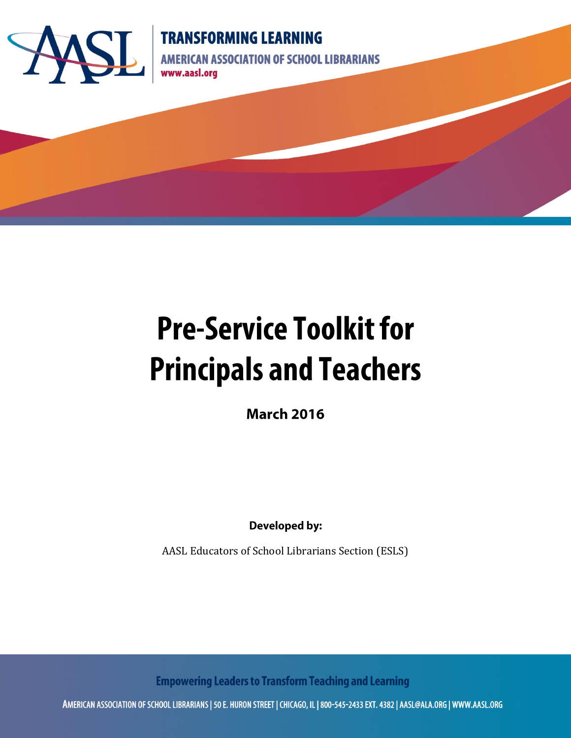**TRANSFORMING LEARNING**

**AMERICAN ASSOCIATION OF SCHOOL LIBRARIANS**

**www.aasl.org**

# Pre-Service Toolkit for Principals and Teachers

**March 2016**

**Developed by:**

AASL Educators of School Librarians Section (ESLS)

**Empowering Leaders to Transform Teaching and Learning**

AMERICAN ASSOCIATION OF SCHOOL LIBRARIANS | 50 E. HURON STREET | CHICAGO, IL | 800-545-2433 EXT. 4382 | AASL@ALA.ORG | WWW.AASL.ORG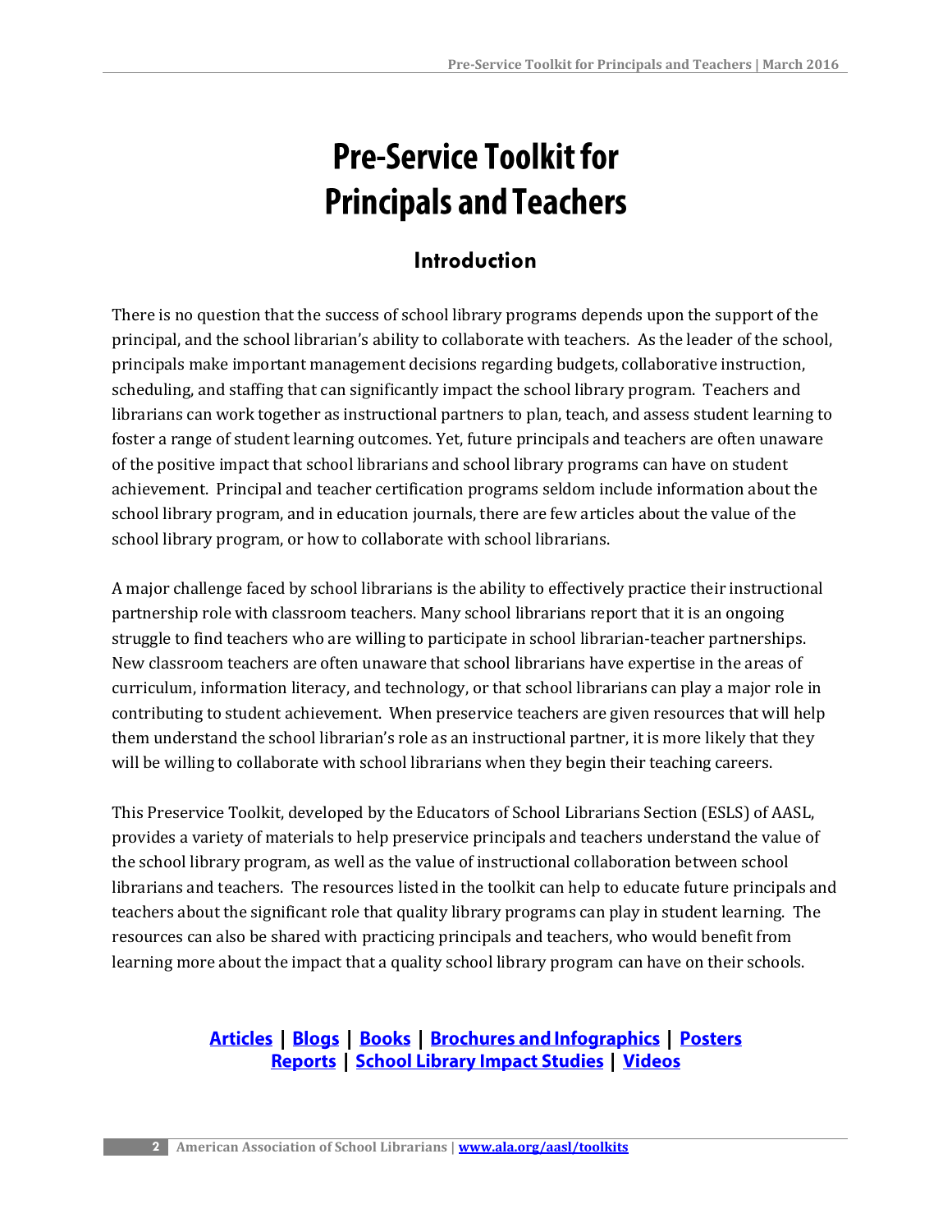# Pre-Service Toolkit for Principals and Teachers

## Introduction

There is no question that the success of school library programs depends upon the support of the principal, and the school librarian's ability to collaborate with teachers. As the leader of the school, principals make important management decisions regarding budgets, collaborative instruction, scheduling, and staffing that can significantly impact the school library program. Teachers and librarians can work together as instructional partners to plan, teach, and assess student learning to foster a range of student learning outcomes. Yet, future principals and teachers are often unaware of the positive impact that school librarians and school library programs can have on student achievement. Principal and teacher certification programs seldom include information about the school library program, and in education journals, there are few articles about the value of the school library program, or how to collaborate with school librarians.

A major challenge faced by school librarians is the ability to effectively practice their instructional partnership role with classroom teachers. Many school librarians report that it is an ongoing struggle to find teachers who are willing to participate in school librarian-teacher partnerships. New classroom teachers are often unaware that school librarians have expertise in the areas of curriculum, information literacy, and technology, or that school librarians can play a major role in contributing to student achievement. When preservice teachers are given resources that will help them understand the school librarian's role as an instructional partner, it is more likely that they will be willing to collaborate with school librarians when they begin their teaching careers.

This Preservice Toolkit, developed by the Educators of School Librarians Section (ESLS) of AASL, provides a variety of materials to help preservice principals and teachers understand the value of the school library program, as well as the value of instructional collaboration between school librarians and teachers. The resources listed in the toolkit can help to educate future principals and teachers about the significant role that quality library programs can play in student learning. The resources can also be shared with practicing principals and teachers, who would benefit from learning more about the impact that a quality school library program can have on their schools.

**Articles** | **Blogs** | **Books** | **Brochures and Infographics** | **Posters**
**Reports** | **School Library Impact Studies** | **Videos**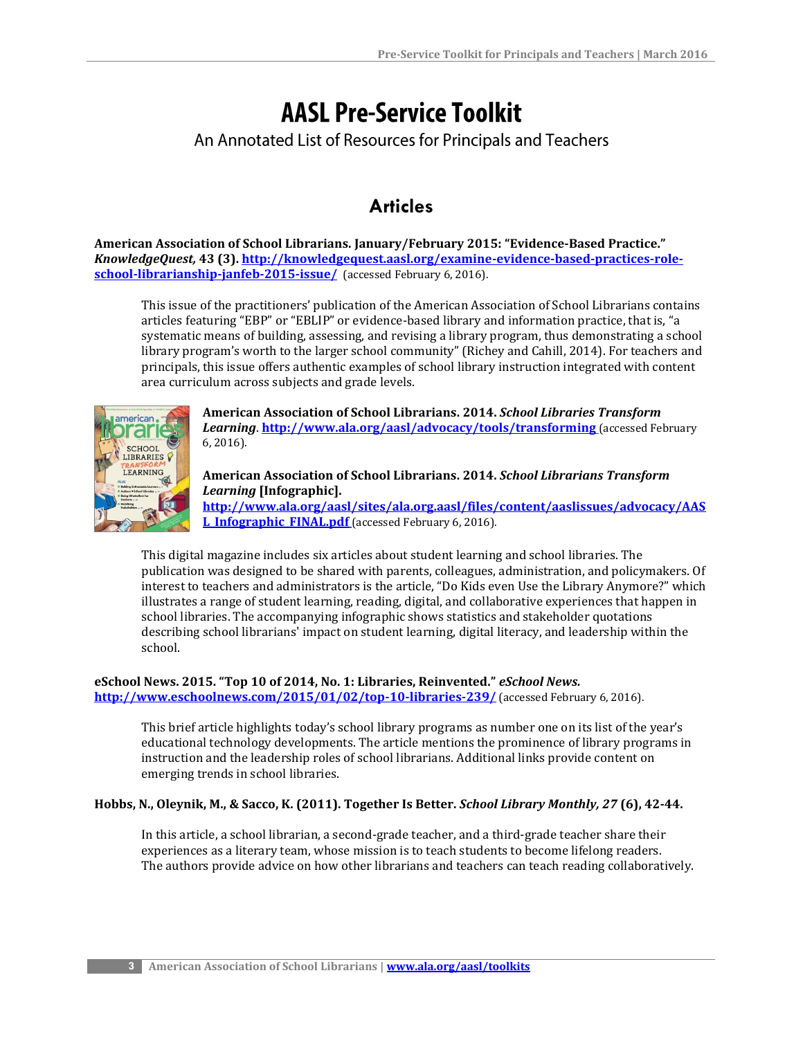# AASL Pre-Service Toolkit

An Annotated List of Resources for Principals and Teachers

## Articles

**American Association of School Librarians. January/February 2015: "Evidence-Based Practice." *KnowledgeQuest,* 43 (3). [http://knowledgequest.aasl.org/examine-evidence-based-practices-role-school-librarianship-janfeb-2015-issue/](http://knowledgequest.aasl.org/examine-evidence-based-practices-role-school-librarianship-janfeb-2015-issue/)** (accessed February 6, 2016).

> This issue of the practitioners' publication of the American Association of School Librarians contains articles featuring "EBP" or "EBLIP" or evidence-based library and information practice, that is, "a systematic means of building, assessing, and revising a library program, thus demonstrating a school library program's worth to the larger school community" (Richey and Cahill, 2014). For teachers and principals, this issue offers authentic examples of school library instruction integrated with content area curriculum across subjects and grade levels.

**American Association of School Librarians. 2014. *School Libraries Transform Learning*. [http://www.ala.org/aasl/advocacy/tools/transforming](http://www.ala.org/aasl/advocacy/tools/transforming)** (accessed February 6, 2016).

**American Association of School Librarians. 2014. *School Librarians Transform Learning* [Infographic]. [http://www.ala.org/aasl/sites/ala.org.aasl/files/content/aaslissues/advocacy/AASL_Infographic_FINAL.pdf](http://www.ala.org/aasl/sites/ala.org.aasl/files/content/aaslissues/advocacy/AASL_Infographic_FINAL.pdf)** (accessed February 6, 2016).

> This digital magazine includes six articles about student learning and school libraries. The publication was designed to be shared with parents, colleagues, administration, and policymakers. Of interest to teachers and administrators is the article, "Do Kids even Use the Library Anymore?" which illustrates a range of student learning, reading, digital, and collaborative experiences that happen in school libraries. The accompanying infographic shows statistics and stakeholder quotations describing school librarians' impact on student learning, digital literacy, and leadership within the school.

**eSchool News. 2015. "Top 10 of 2014, No. 1: Libraries, Reinvented." *eSchool News.* [http://www.eschoolnews.com/2015/01/02/top-10-libraries-239/](http://www.eschoolnews.com/2015/01/02/top-10-libraries-239/)** (accessed February 6, 2016).

> This brief article highlights today's school library programs as number one on its list of the year's educational technology developments. The article mentions the prominence of library programs in instruction and the leadership roles of school librarians. Additional links provide content on emerging trends in school libraries.

**Hobbs, N., Oleynik, M., & Sacco, K. (2011). Together Is Better. *School Library Monthly, 27* (6), 42-44.**

> In this article, a school librarian, a second-grade teacher, and a third-grade teacher share their experiences as a literary team, whose mission is to teach students to become lifelong readers. The authors provide advice on how other librarians and teachers can teach reading collaboratively.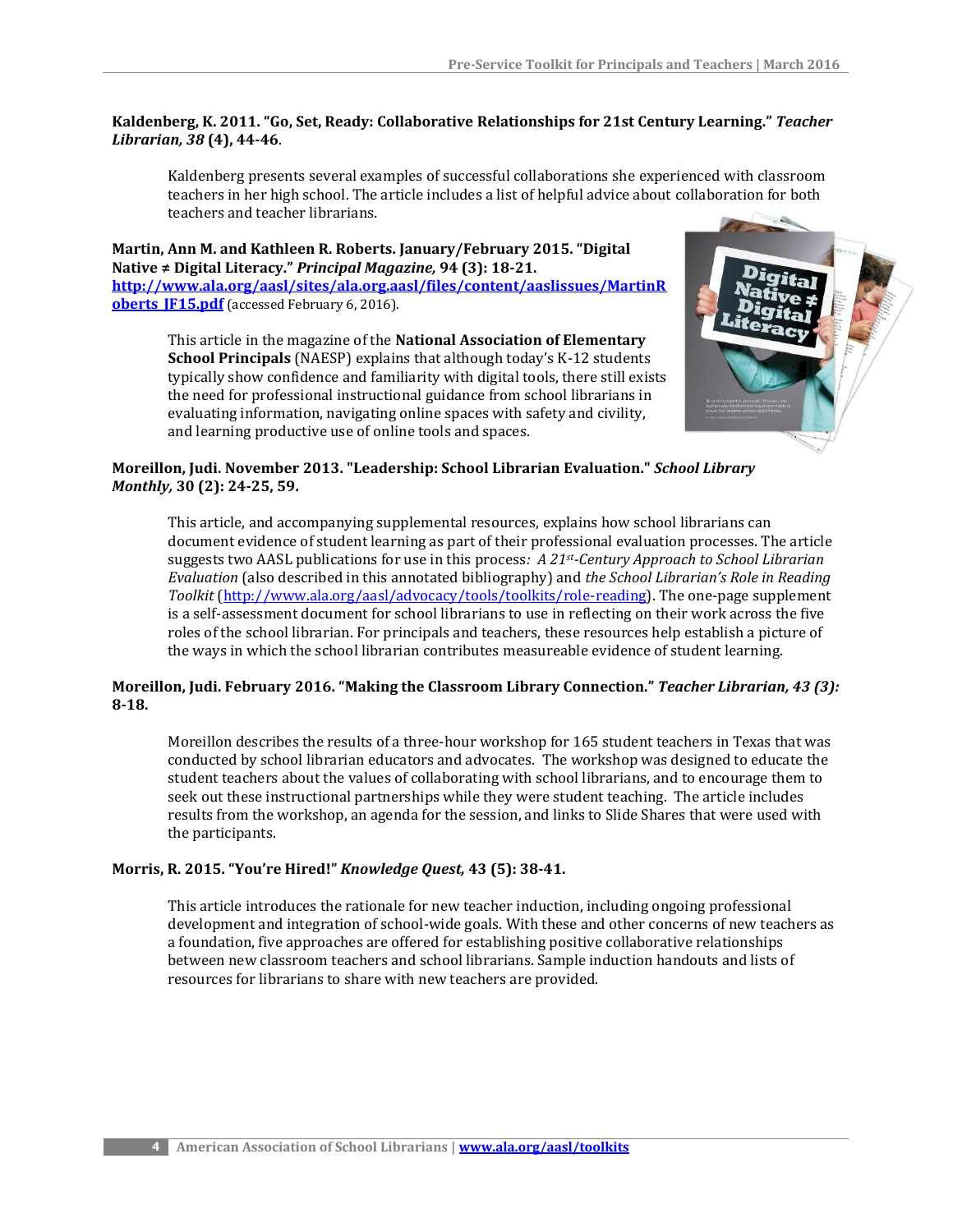**Kaldenberg, K. 2011. "Go, Set, Ready: Collaborative Relationships for 21st Century Learning."** ***Teacher Librarian, 38*** **(4), 44-46**.

Kaldenberg presents several examples of successful collaborations she experienced with classroom teachers in her high school. The article includes a list of helpful advice about collaboration for both teachers and teacher librarians.

**Martin, Ann M. and Kathleen R. Roberts. January/February 2015. "Digital Native ≠ Digital Literacy."** ***Principal Magazine,*** **94 (3): 18-21.** **[http://www.ala.org/aasl/sites/ala.org.aasl/files/content/aaslissues/MartinRoberts_JF15.pdf](http://www.ala.org/aasl/sites/ala.org.aasl/files/content/aaslissues/MartinRoberts_JF15.pdf)** (accessed February 6, 2016).

This article in the magazine of the **National Association of Elementary School Principals** (NAESP) explains that although today's K-12 students typically show confidence and familiarity with digital tools, there still exists the need for professional instructional guidance from school librarians in evaluating information, navigating online spaces with safety and civility, and learning productive use of online tools and spaces.

**Moreillon, Judi. November 2013. "Leadership: School Librarian Evaluation."** ***School Library Monthly,*** **30 (2): 24-25, 59.**

This article, and accompanying supplemental resources, explains how school librarians can document evidence of student learning as part of their professional evaluation processes. The article suggests two AASL publications for use in this process*: A 21st-Century Approach to School Librarian Evaluation* (also described in this annotated bibliography) and *the School Librarian's Role in Reading Toolkit* ([http://www.ala.org/aasl/advocacy/tools/toolkits/role-reading](http://www.ala.org/aasl/advocacy/tools/toolkits/role-reading)). The one-page supplement is a self-assessment document for school librarians to use in reflecting on their work across the five roles of the school librarian. For principals and teachers, these resources help establish a picture of the ways in which the school librarian contributes measureable evidence of student learning.

**Moreillon, Judi. February 2016. "Making the Classroom Library Connection."** ***Teacher Librarian, 43 (3):*** **8-18.**

Moreillon describes the results of a three-hour workshop for 165 student teachers in Texas that was conducted by school librarian educators and advocates. The workshop was designed to educate the student teachers about the values of collaborating with school librarians, and to encourage them to seek out these instructional partnerships while they were student teaching. The article includes results from the workshop, an agenda for the session, and links to Slide Shares that were used with the participants.

**Morris, R. 2015. "You're Hired!"** ***Knowledge Quest,*** **43 (5): 38-41.**

This article introduces the rationale for new teacher induction, including ongoing professional development and integration of school-wide goals. With these and other concerns of new teachers as a foundation, five approaches are offered for establishing positive collaborative relationships between new classroom teachers and school librarians. Sample induction handouts and lists of resources for librarians to share with new teachers are provided.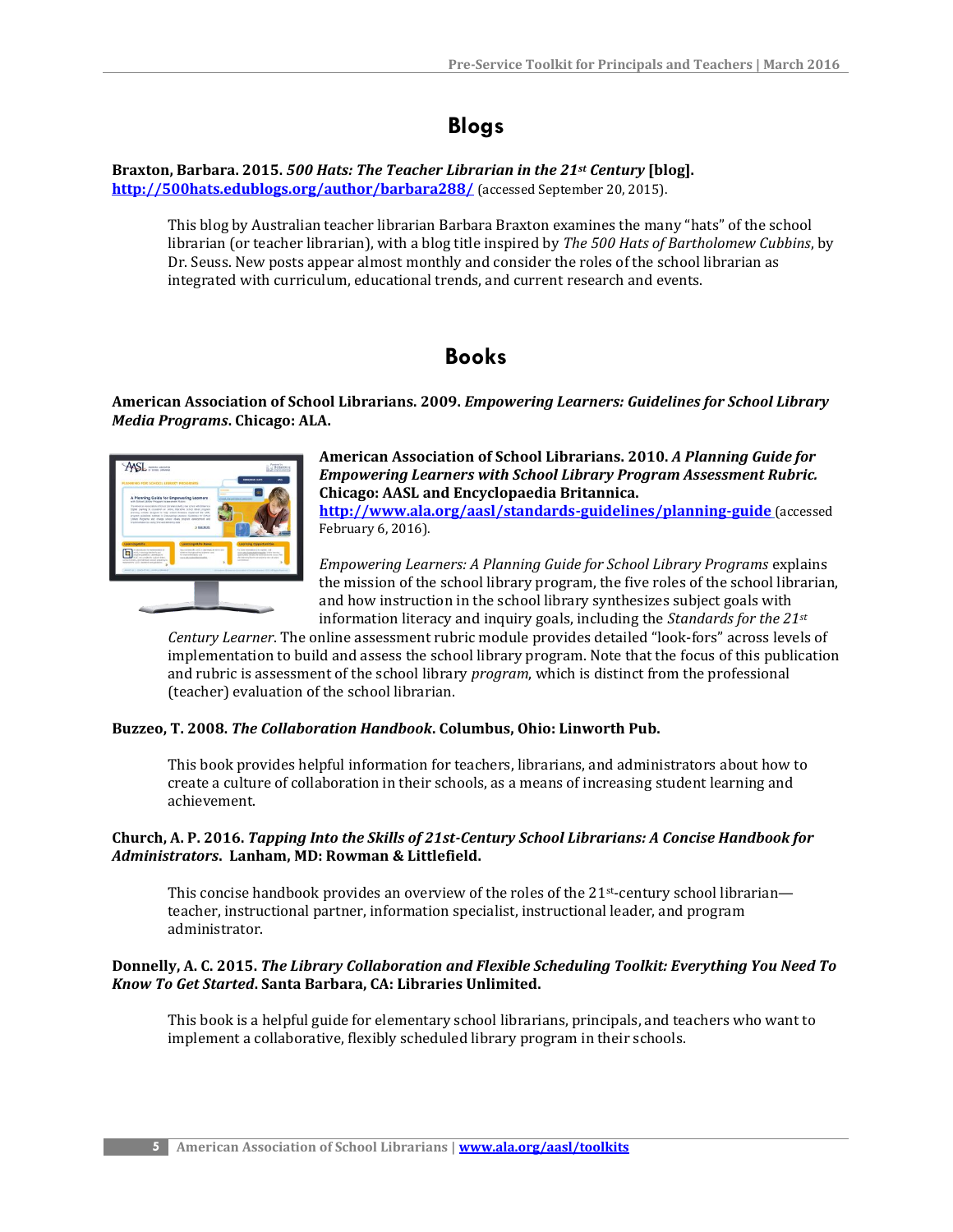## Blogs

**Braxton, Barbara. 2015. *500 Hats: The Teacher Librarian in the 21st Century* [blog].**
**http://500hats.edublogs.org/author/barbara288/** (accessed September 20, 2015).

This blog by Australian teacher librarian Barbara Braxton examines the many "hats" of the school librarian (or teacher librarian), with a blog title inspired by *The 500 Hats of Bartholomew Cubbins*, by Dr. Seuss. New posts appear almost monthly and consider the roles of the school librarian as integrated with curriculum, educational trends, and current research and events.

## Books

**American Association of School Librarians. 2009. *Empowering Learners: Guidelines for School Library Media Programs*. Chicago: ALA.**

**American Association of School Librarians. 2010. *A Planning Guide for Empowering Learners with School Library Program Assessment Rubric.* Chicago: AASL and Encyclopaedia Britannica.**
**http://www.ala.org/aasl/standards-guidelines/planning-guide** (accessed February 6, 2016).

*Empowering Learners: A Planning Guide for School Library Programs* explains the mission of the school library program, the five roles of the school librarian, and how instruction in the school library synthesizes subject goals with information literacy and inquiry goals, including the *Standards for the 21st Century Learner*. The online assessment rubric module provides detailed "look-fors" across levels of implementation to build and assess the school library program. Note that the focus of this publication and rubric is assessment of the school library *program*, which is distinct from the professional (teacher) evaluation of the school librarian.

**Buzzeo, T. 2008. *The Collaboration Handbook*. Columbus, Ohio: Linworth Pub.**

This book provides helpful information for teachers, librarians, and administrators about how to create a culture of collaboration in their schools, as a means of increasing student learning and achievement.

**Church, A. P. 2016. *Tapping Into the Skills of 21st-Century School Librarians: A Concise Handbook for Administrators*. Lanham, MD: Rowman & Littlefield.**

This concise handbook provides an overview of the roles of the 21st-century school librarian—teacher, instructional partner, information specialist, instructional leader, and program administrator.

**Donnelly, A. C. 2015. *The Library Collaboration and Flexible Scheduling Toolkit: Everything You Need To Know To Get Started*. Santa Barbara, CA: Libraries Unlimited.**

This book is a helpful guide for elementary school librarians, principals, and teachers who want to implement a collaborative, flexibly scheduled library program in their schools.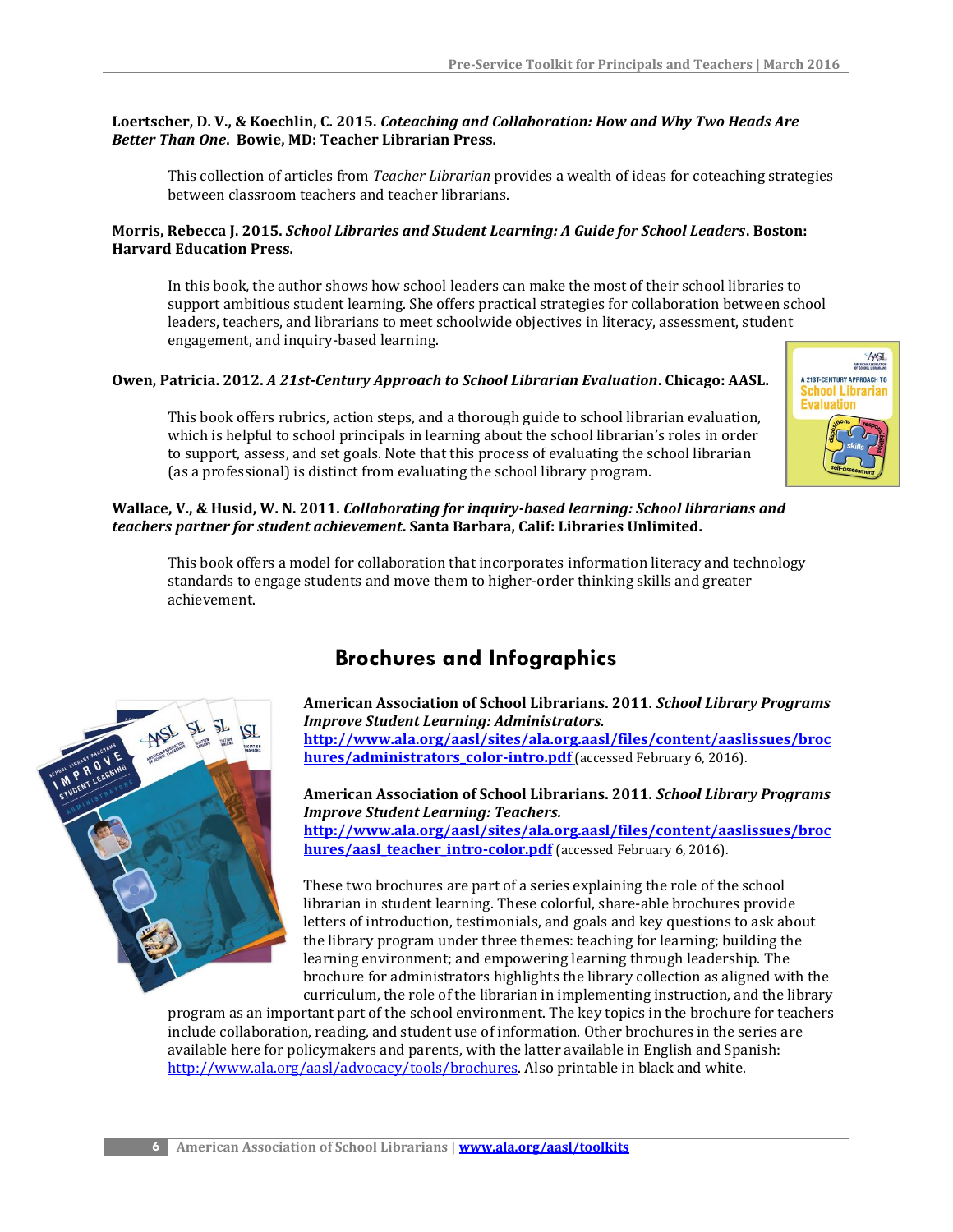**Loertscher, D. V., & Koechlin, C. 2015. *Coteaching and Collaboration: How and Why Two Heads Are Better Than One*. Bowie, MD: Teacher Librarian Press.**

This collection of articles from *Teacher Librarian* provides a wealth of ideas for coteaching strategies between classroom teachers and teacher librarians.

**Morris, Rebecca J. 2015. *School Libraries and Student Learning: A Guide for School Leaders*. Boston: Harvard Education Press.**

In this book, the author shows how school leaders can make the most of their school libraries to support ambitious student learning. She offers practical strategies for collaboration between school leaders, teachers, and librarians to meet schoolwide objectives in literacy, assessment, student engagement, and inquiry-based learning.

**Owen, Patricia. 2012. *A 21st-Century Approach to School Librarian Evaluation*. Chicago: AASL.**

This book offers rubrics, action steps, and a thorough guide to school librarian evaluation, which is helpful to school principals in learning about the school librarian's roles in order to support, assess, and set goals. Note that this process of evaluating the school librarian (as a professional) is distinct from evaluating the school library program.

**Wallace, V., & Husid, W. N. 2011. *Collaborating for inquiry-based learning: School librarians and teachers partner for student achievement*. Santa Barbara, Calif: Libraries Unlimited.**

This book offers a model for collaboration that incorporates information literacy and technology standards to engage students and move them to higher-order thinking skills and greater achievement.

## Brochures and Infographics

**American Association of School Librarians. 2011. *School Library Programs Improve Student Learning: Administrators.***
**http://www.ala.org/aasl/sites/ala.org.aasl/files/content/aaslissues/brochures/administrators_color-intro.pdf** (accessed February 6, 2016).

**American Association of School Librarians. 2011. *School Library Programs Improve Student Learning: Teachers.***
**http://www.ala.org/aasl/sites/ala.org.aasl/files/content/aaslissues/brochures/aasl_teacher_intro-color.pdf** (accessed February 6, 2016).

These two brochures are part of a series explaining the role of the school librarian in student learning. These colorful, share-able brochures provide letters of introduction, testimonials, and goals and key questions to ask about the library program under three themes: teaching for learning; building the learning environment; and empowering learning through leadership. The brochure for administrators highlights the library collection as aligned with the curriculum, the role of the librarian in implementing instruction, and the library program as an important part of the school environment. The key topics in the brochure for teachers include collaboration, reading, and student use of information. Other brochures in the series are available here for policymakers and parents, with the latter available in English and Spanish: http://www.ala.org/aasl/advocacy/tools/brochures. Also printable in black and white.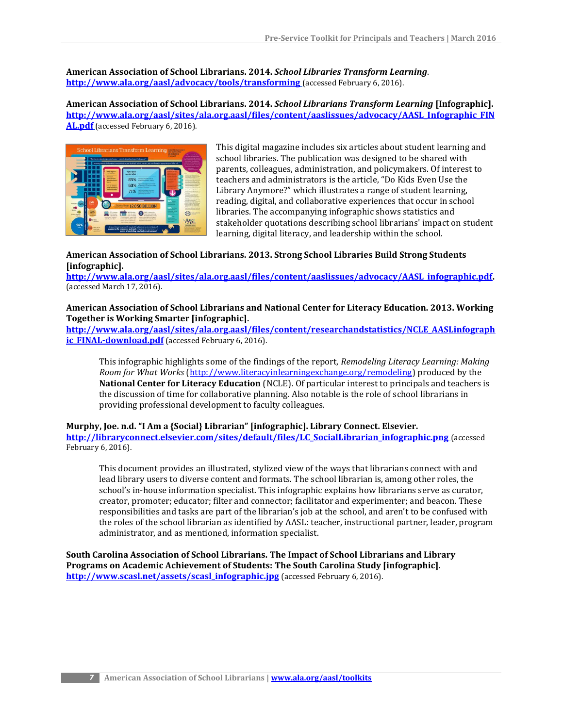**American Association of School Librarians. 2014. *School Libraries Transform Learning*.**
**http://www.ala.org/aasl/advocacy/tools/transforming** (accessed February 6, 2016).

**American Association of School Librarians. 2014. *School Librarians Transform Learning* [Infographic].**
**http://www.ala.org/aasl/sites/ala.org.aasl/files/content/aaslissues/advocacy/AASL_Infographic_FINAL.pdf** (accessed February 6, 2016).

This digital magazine includes six articles about student learning and school libraries. The publication was designed to be shared with parents, colleagues, administration, and policymakers. Of interest to teachers and administrators is the article, "Do Kids Even Use the Library Anymore?" which illustrates a range of student learning, reading, digital, and collaborative experiences that occur in school libraries. The accompanying infographic shows statistics and stakeholder quotations describing school librarians' impact on student learning, digital literacy, and leadership within the school.

**American Association of School Librarians. 2013. Strong School Libraries Build Strong Students [infographic].**
**http://www.ala.org/aasl/sites/ala.org.aasl/files/content/aaslissues/advocacy/AASL_infographic.pdf.** (accessed March 17, 2016).

**American Association of School Librarians and National Center for Literacy Education. 2013. Working Together is Working Smarter [infographic].**
**http://www.ala.org/aasl/sites/ala.org.aasl/files/content/researchandstatistics/NCLE_AASLinfographic_FINAL-download.pdf** (accessed February 6, 2016).

> This infographic highlights some of the findings of the report, *Remodeling Literacy Learning: Making Room for What Works* (http://www.literacyinlearningexchange.org/remodeling) produced by the **National Center for Literacy Education** (NCLE). Of particular interest to principals and teachers is the discussion of time for collaborative planning. Also notable is the role of school librarians in providing professional development to faculty colleagues.

**Murphy, Joe. n.d. "I Am a {Social} Librarian" [infographic]. Library Connect. Elsevier.**
**http://libraryconnect.elsevier.com/sites/default/files/LC_SocialLibrarian_infographic.png** (accessed February 6, 2016).

> This document provides an illustrated, stylized view of the ways that librarians connect with and lead library users to diverse content and formats. The school librarian is, among other roles, the school's in-house information specialist. This infographic explains how librarians serve as curator, creator, promoter; educator; filter and connector; facilitator and experimenter; and beacon. These responsibilities and tasks are part of the librarian's job at the school, and aren't to be confused with the roles of the school librarian as identified by AASL: teacher, instructional partner, leader, program administrator, and as mentioned, information specialist.

**South Carolina Association of School Librarians. The Impact of School Librarians and Library Programs on Academic Achievement of Students: The South Carolina Study [infographic].**
**http://www.scasl.net/assets/scasl_infographic.jpg** (accessed February 6, 2016).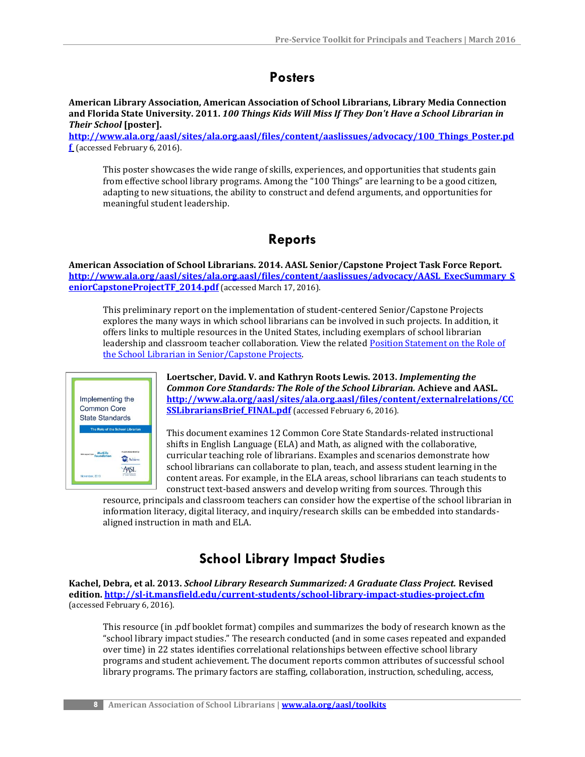## Posters

**American Library Association, American Association of School Librarians, Library Media Connection and Florida State University. 2011.** ***100 Things Kids Will Miss If They Don't Have a School Librarian in Their School*** **[poster].**
**http://www.ala.org/aasl/sites/ala.org.aasl/files/content/aaslissues/advocacy/100_Things_Poster.pdf** (accessed February 6, 2016).

> This poster showcases the wide range of skills, experiences, and opportunities that students gain from effective school library programs. Among the "100 Things" are learning to be a good citizen, adapting to new situations, the ability to construct and defend arguments, and opportunities for meaningful student leadership.

## Reports

**American Association of School Librarians. 2014. AASL Senior/Capstone Project Task Force Report.**
**http://www.ala.org/aasl/sites/ala.org.aasl/files/content/aaslissues/advocacy/AASL_ExecSummary_SeniorCapstoneProjectTF_2014.pdf** (accessed March 17, 2016).

> This preliminary report on the implementation of student-centered Senior/Capstone Projects explores the many ways in which school librarians can be involved in such projects. In addition, it offers links to multiple resources in the United States, including exemplars of school librarian leadership and classroom teacher collaboration. View the related Position Statement on the Role of the School Librarian in Senior/Capstone Projects.

**Loertscher, David. V. and Kathryn Roots Lewis. 2013.** ***Implementing the Common Core Standards: The Role of the School Librarian.*** **Achieve and AASL.**
**http://www.ala.org/aasl/sites/ala.org.aasl/files/content/externalrelations/CCSSLibrariansBrief_FINAL.pdf** (accessed February 6, 2016).

> This document examines 12 Common Core State Standards-related instructional shifts in English Language (ELA) and Math, as aligned with the collaborative, curricular teaching role of librarians. Examples and scenarios demonstrate how school librarians can collaborate to plan, teach, and assess student learning in the content areas. For example, in the ELA areas, school librarians can teach students to construct text-based answers and develop writing from sources. Through this resource, principals and classroom teachers can consider how the expertise of the school librarian in information literacy, digital literacy, and inquiry/research skills can be embedded into standards-aligned instruction in math and ELA.

## School Library Impact Studies

**Kachel, Debra, et al. 2013.** ***School Library Research Summarized: A Graduate Class Project.*** **Revised edition. http://sl-it.mansfield.edu/current-students/school-library-impact-studies-project.cfm** (accessed February 6, 2016).

> This resource (in .pdf booklet format) compiles and summarizes the body of research known as the "school library impact studies." The research conducted (and in some cases repeated and expanded over time) in 22 states identifies correlational relationships between effective school library programs and student achievement. The document reports common attributes of successful school library programs. The primary factors are staffing, collaboration, instruction, scheduling, access,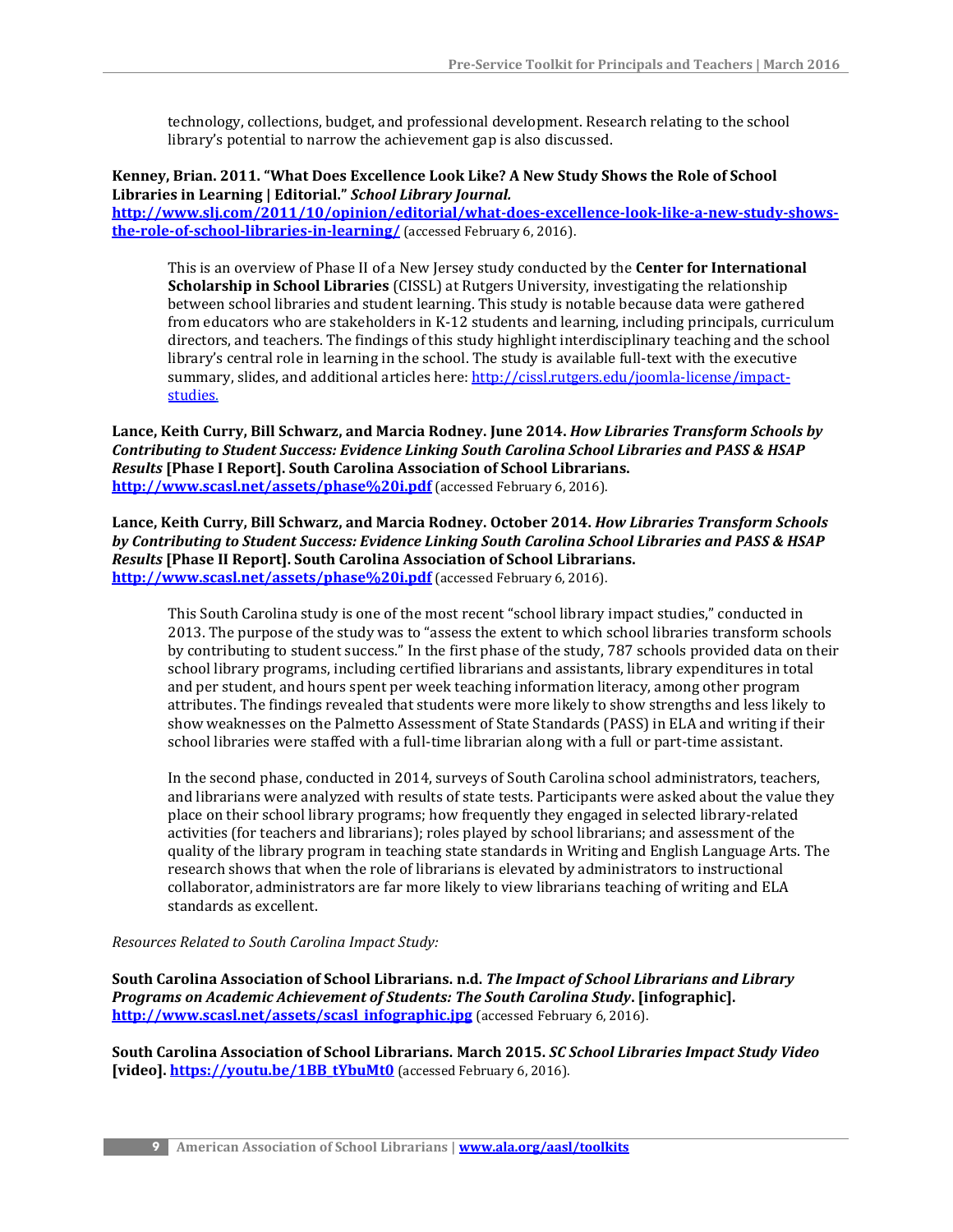technology, collections, budget, and professional development. Research relating to the school library's potential to narrow the achievement gap is also discussed.

**Kenney, Brian. 2011. "What Does Excellence Look Like? A New Study Shows the Role of School Libraries in Learning | Editorial."** ***School Library Journal.*** **http://www.slj.com/2011/10/opinion/editorial/what-does-excellence-look-like-a-new-study-shows-the-role-of-school-libraries-in-learning/** (accessed February 6, 2016).

This is an overview of Phase II of a New Jersey study conducted by the **Center for International Scholarship in School Libraries** (CISSL) at Rutgers University, investigating the relationship between school libraries and student learning. This study is notable because data were gathered from educators who are stakeholders in K-12 students and learning, including principals, curriculum directors, and teachers. The findings of this study highlight interdisciplinary teaching and the school library's central role in learning in the school. The study is available full-text with the executive summary, slides, and additional articles here: http://cissl.rutgers.edu/joomla-license/impact-studies.

**Lance, Keith Curry, Bill Schwarz, and Marcia Rodney. June 2014.** ***How Libraries Transform Schools by Contributing to Student Success: Evidence Linking South Carolina School Libraries and PASS & HSAP Results*** **[Phase I Report]. South Carolina Association of School Librarians.** **http://www.scasl.net/assets/phase%20i.pdf** (accessed February 6, 2016).

**Lance, Keith Curry, Bill Schwarz, and Marcia Rodney. October 2014.** ***How Libraries Transform Schools by Contributing to Student Success: Evidence Linking South Carolina School Libraries and PASS & HSAP Results*** **[Phase II Report]. South Carolina Association of School Librarians.** **http://www.scasl.net/assets/phase%20i.pdf** (accessed February 6, 2016).

This South Carolina study is one of the most recent "school library impact studies," conducted in 2013. The purpose of the study was to "assess the extent to which school libraries transform schools by contributing to student success." In the first phase of the study, 787 schools provided data on their school library programs, including certified librarians and assistants, library expenditures in total and per student, and hours spent per week teaching information literacy, among other program attributes. The findings revealed that students were more likely to show strengths and less likely to show weaknesses on the Palmetto Assessment of State Standards (PASS) in ELA and writing if their school libraries were staffed with a full-time librarian along with a full or part-time assistant.

In the second phase, conducted in 2014, surveys of South Carolina school administrators, teachers, and librarians were analyzed with results of state tests. Participants were asked about the value they place on their school library programs; how frequently they engaged in selected library-related activities (for teachers and librarians); roles played by school librarians; and assessment of the quality of the library program in teaching state standards in Writing and English Language Arts. The research shows that when the role of librarians is elevated by administrators to instructional collaborator, administrators are far more likely to view librarians teaching of writing and ELA standards as excellent.

*Resources Related to South Carolina Impact Study:*

**South Carolina Association of School Librarians. n.d.** ***The Impact of School Librarians and Library Programs on Academic Achievement of Students: The South Carolina Study*****. [infographic].** **http://www.scasl.net/assets/scasl_infographic.jpg** (accessed February 6, 2016).

**South Carolina Association of School Librarians. March 2015.** ***SC School Libraries Impact Study Video*** **[video].** **https://youtu.be/1BB_tYbuMt0** (accessed February 6, 2016).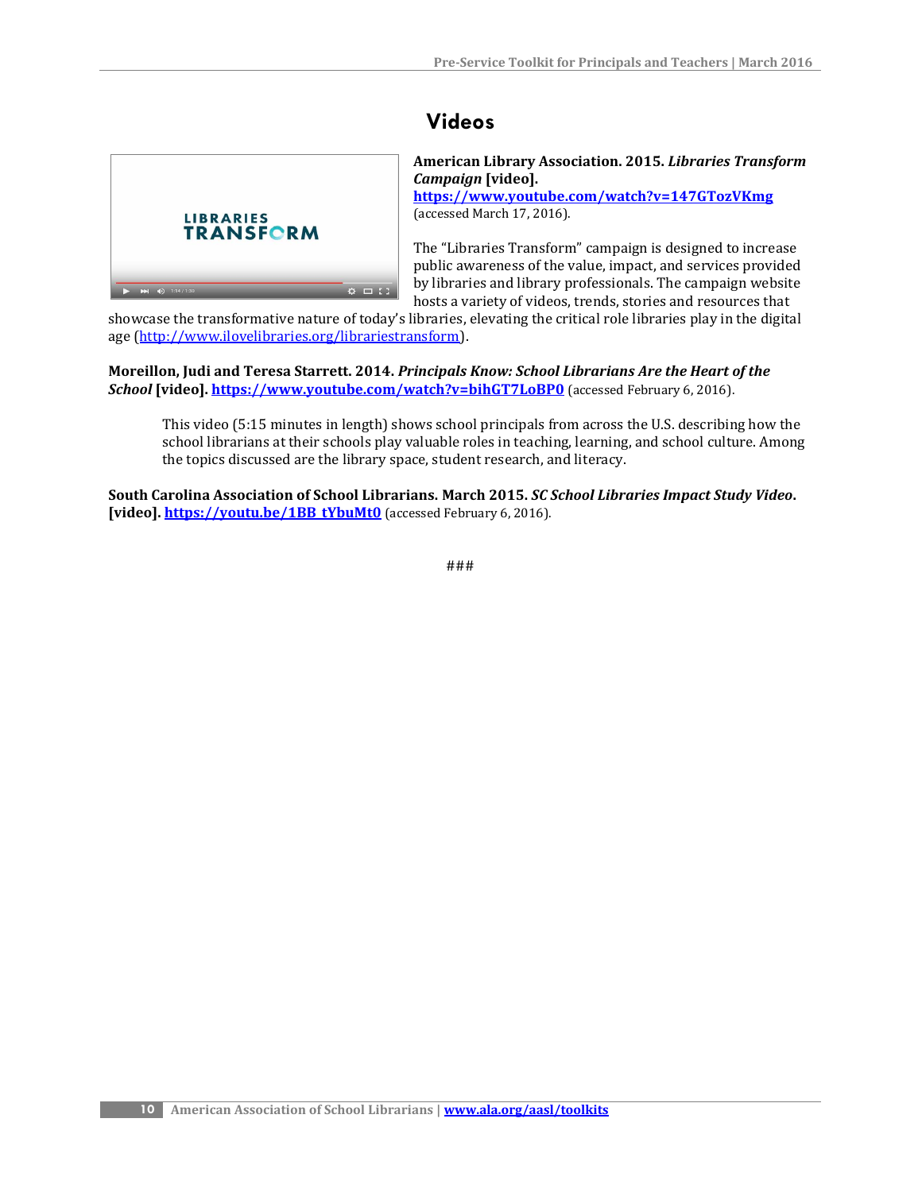# Videos

**American Library Association. 2015. *Libraries Transform Campaign* [video].** **https://www.youtube.com/watch?v=147GTozVKmg** (accessed March 17, 2016).

The "Libraries Transform" campaign is designed to increase public awareness of the value, impact, and services provided by libraries and library professionals. The campaign website hosts a variety of videos, trends, stories and resources that showcase the transformative nature of today's libraries, elevating the critical role libraries play in the digital age (http://www.ilovelibraries.org/librariestransform).

**Moreillon, Judi and Teresa Starrett. 2014. *Principals Know: School Librarians Are the Heart of the School* [video].** **https://www.youtube.com/watch?v=bihGT7LoBP0** (accessed February 6, 2016).

> This video (5:15 minutes in length) shows school principals from across the U.S. describing how the school librarians at their schools play valuable roles in teaching, learning, and school culture. Among the topics discussed are the library space, student research, and literacy.

**South Carolina Association of School Librarians. March 2015. *SC School Libraries Impact Study Video*. [video].** **https://youtu.be/1BB_tYbuMt0** (accessed February 6, 2016).

###